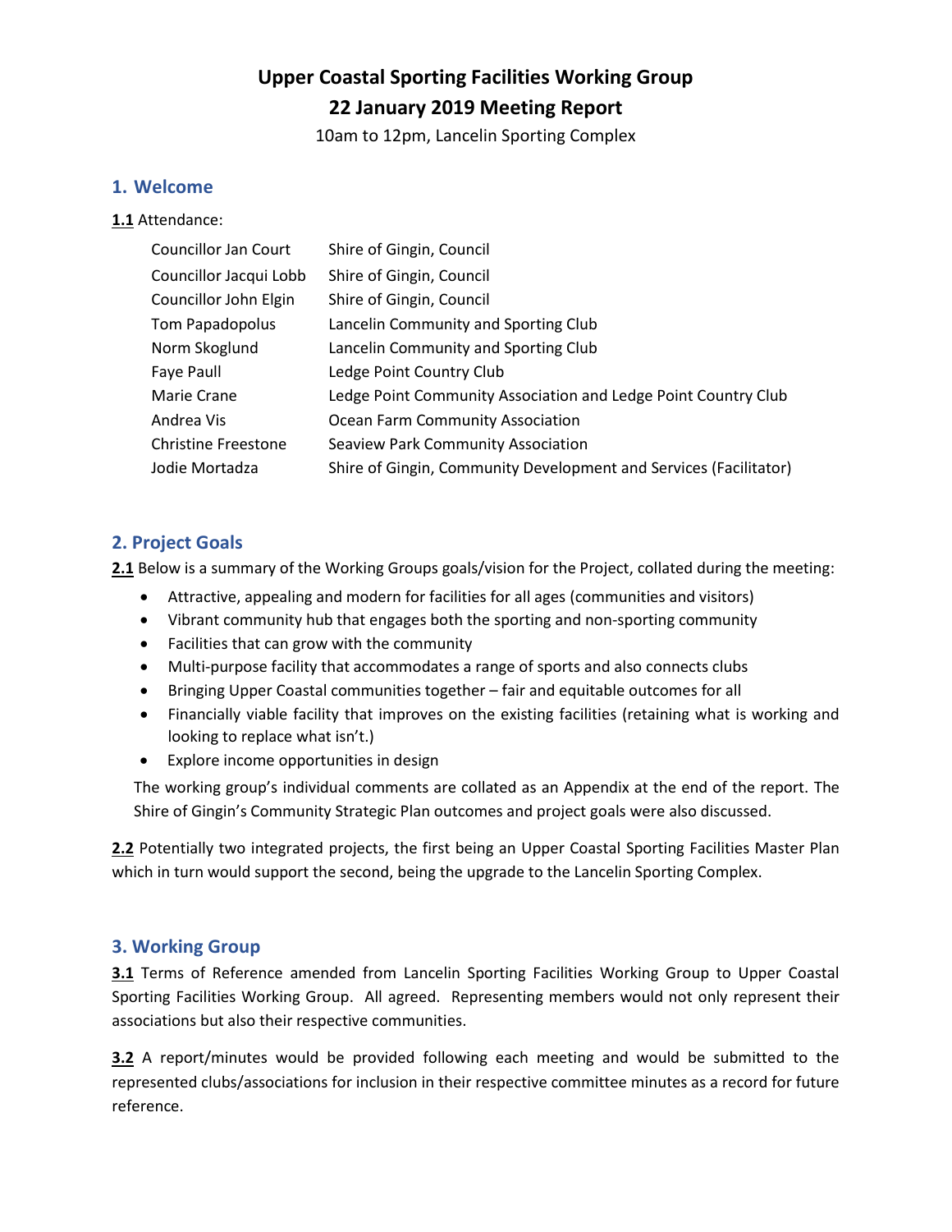# Upper Coastal Sporting Facilities Working Group

# 22 January 2019 Meeting Report

10am to 12pm, Lancelin Sporting Complex

## 1. Welcome

**1.1** Attendance:

| | |
|---|---|
| Councillor Jan Court | Shire of Gingin, Council |
| Councillor Jacqui Lobb | Shire of Gingin, Council |
| Councillor John Elgin | Shire of Gingin, Council |
| Tom Papadopolus | Lancelin Community and Sporting Club |
| Norm Skoglund | Lancelin Community and Sporting Club |
| Faye Paull | Ledge Point Country Club |
| Marie Crane | Ledge Point Community Association and Ledge Point Country Club |
| Andrea Vis | Ocean Farm Community Association |
| Christine Freestone | Seaview Park Community Association |
| Jodie Mortadza | Shire of Gingin, Community Development and Services (Facilitator) |

## 2. Project Goals

**2.1** Below is a summary of the Working Groups goals/vision for the Project, collated during the meeting:

- Attractive, appealing and modern for facilities for all ages (communities and visitors)
- Vibrant community hub that engages both the sporting and non-sporting community
- Facilities that can grow with the community
- Multi-purpose facility that accommodates a range of sports and also connects clubs
- Bringing Upper Coastal communities together – fair and equitable outcomes for all
- Financially viable facility that improves on the existing facilities (retaining what is working and looking to replace what isn't.)
- Explore income opportunities in design

The working group's individual comments are collated as an Appendix at the end of the report. The Shire of Gingin's Community Strategic Plan outcomes and project goals were also discussed.

**2.2** Potentially two integrated projects, the first being an Upper Coastal Sporting Facilities Master Plan which in turn would support the second, being the upgrade to the Lancelin Sporting Complex.

## 3. Working Group

**3.1** Terms of Reference amended from Lancelin Sporting Facilities Working Group to Upper Coastal Sporting Facilities Working Group. All agreed. Representing members would not only represent their associations but also their respective communities.

**3.2** A report/minutes would be provided following each meeting and would be submitted to the represented clubs/associations for inclusion in their respective committee minutes as a record for future reference.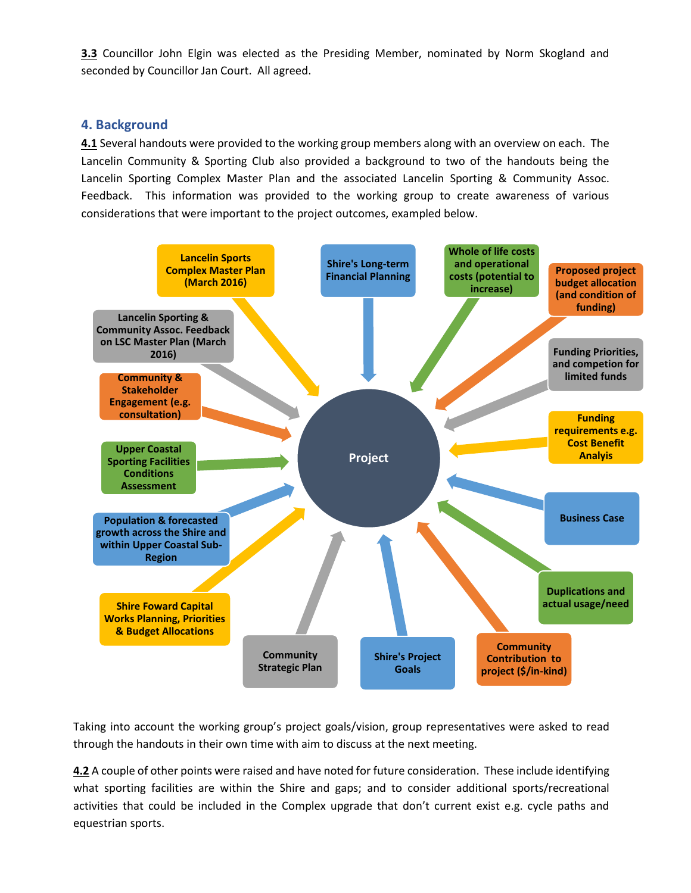**3.3** Councillor John Elgin was elected as the Presiding Member, nominated by Norm Skogland and seconded by Councillor Jan Court. All agreed.

## 4. Background

**4.1** Several handouts were provided to the working group members along with an overview on each. The Lancelin Community & Sporting Club also provided a background to two of the handouts being the Lancelin Sporting Complex Master Plan and the associated Lancelin Sporting & Community Assoc. Feedback. This information was provided to the working group to create awareness of various considerations that were important to the project outcomes, exampled below.

- Lancelin Sports Complex Master Plan (March 2016)
- Shire's Long-term Financial Planning
- Whole of life costs and operational costs (potential to increase)
- Proposed project budget allocation (and condition of funding)
- Lancelin Sporting & Community Assoc. Feedback on LSC Master Plan (March 2016)
- Funding Priorities, and competion for limited funds
- Community & Stakeholder Engagement (e.g. consultation)
- Funding requirements e.g. Cost Benefit Analyis
- Upper Coastal Sporting Facilities Conditions Assessment
- Project
- Business Case
- Population & forecasted growth across the Shire and within Upper Coastal Sub-Region
- Duplications and actual usage/need
- Shire Foward Capital Works Planning, Priorities & Budget Allocations
- Community Strategic Plan
- Shire's Project Goals
- Community Contribution to project ($/in-kind)

Taking into account the working group's project goals/vision, group representatives were asked to read through the handouts in their own time with aim to discuss at the next meeting.

**4.2** A couple of other points were raised and have noted for future consideration. These include identifying what sporting facilities are within the Shire and gaps; and to consider additional sports/recreational activities that could be included in the Complex upgrade that don't current exist e.g. cycle paths and equestrian sports.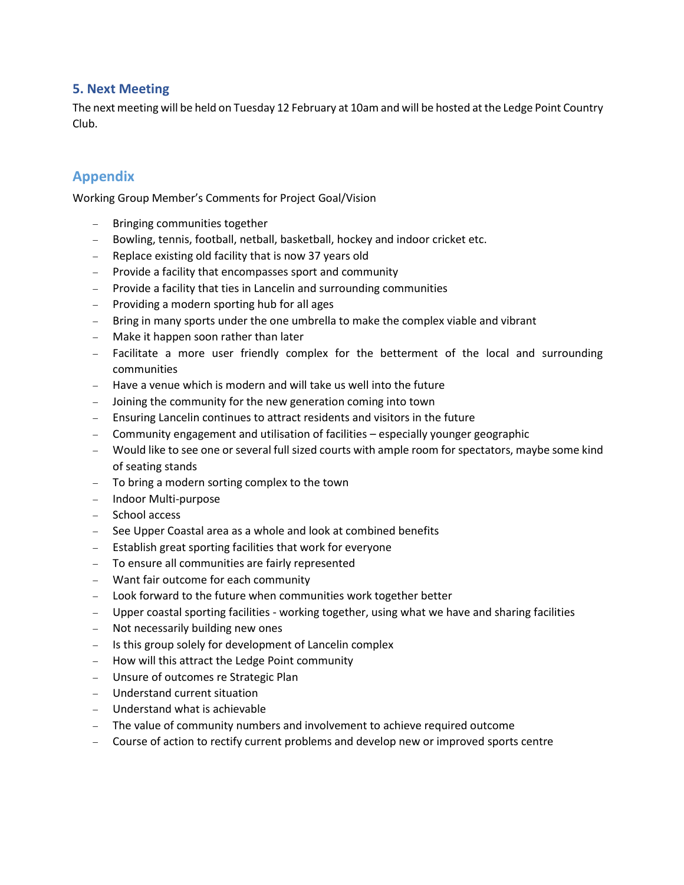## 5. Next Meeting

The next meeting will be held on Tuesday 12 February at 10am and will be hosted at the Ledge Point Country Club.

## Appendix

Working Group Member's Comments for Project Goal/Vision

- Bringing communities together
- Bowling, tennis, football, netball, basketball, hockey and indoor cricket etc.
- Replace existing old facility that is now 37 years old
- Provide a facility that encompasses sport and community
- Provide a facility that ties in Lancelin and surrounding communities
- Providing a modern sporting hub for all ages
- Bring in many sports under the one umbrella to make the complex viable and vibrant
- Make it happen soon rather than later
- Facilitate a more user friendly complex for the betterment of the local and surrounding communities
- Have a venue which is modern and will take us well into the future
- Joining the community for the new generation coming into town
- Ensuring Lancelin continues to attract residents and visitors in the future
- Community engagement and utilisation of facilities – especially younger geographic
- Would like to see one or several full sized courts with ample room for spectators, maybe some kind of seating stands
- To bring a modern sorting complex to the town
- Indoor Multi-purpose
- School access
- See Upper Coastal area as a whole and look at combined benefits
- Establish great sporting facilities that work for everyone
- To ensure all communities are fairly represented
- Want fair outcome for each community
- Look forward to the future when communities work together better
- Upper coastal sporting facilities - working together, using what we have and sharing facilities
- Not necessarily building new ones
- Is this group solely for development of Lancelin complex
- How will this attract the Ledge Point community
- Unsure of outcomes re Strategic Plan
- Understand current situation
- Understand what is achievable
- The value of community numbers and involvement to achieve required outcome
- Course of action to rectify current problems and develop new or improved sports centre